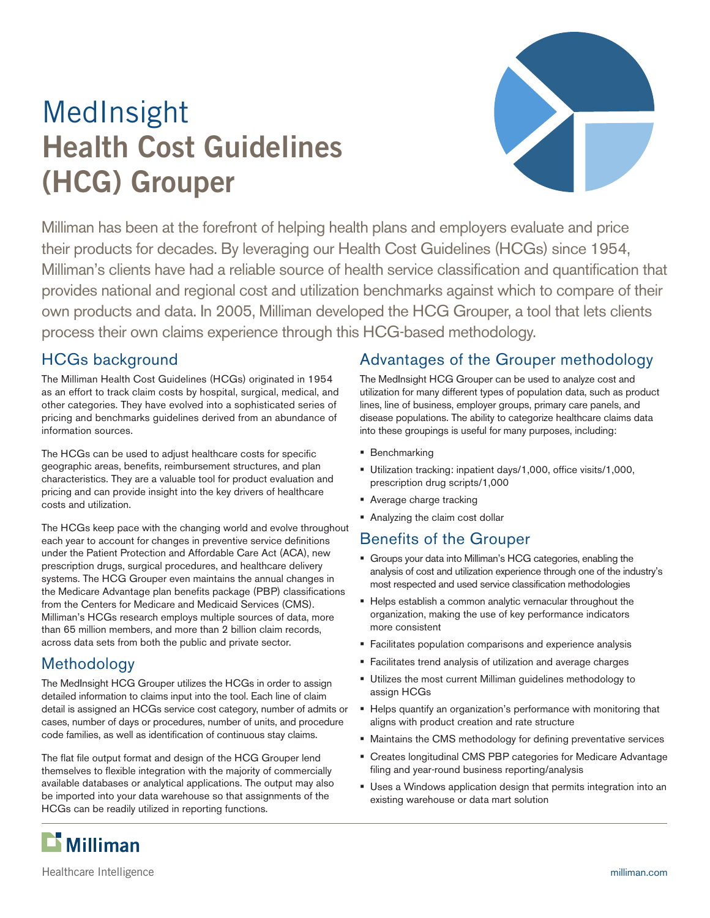# MedInsight
# Health Cost Guidelines (HCG) Grouper

Milliman has been at the forefront of helping health plans and employers evaluate and price their products for decades. By leveraging our Health Cost Guidelines (HCGs) since 1954, Milliman's clients have had a reliable source of health service classification and quantification that provides national and regional cost and utilization benchmarks against which to compare of their own products and data. In 2005, Milliman developed the HCG Grouper, a tool that lets clients process their own claims experience through this HCG-based methodology.

## HCGs background

The Milliman Health Cost Guidelines (HCGs) originated in 1954 as an effort to track claim costs by hospital, surgical, medical, and other categories. They have evolved into a sophisticated series of pricing and benchmarks guidelines derived from an abundance of information sources.

The HCGs can be used to adjust healthcare costs for specific geographic areas, benefits, reimbursement structures, and plan characteristics. They are a valuable tool for product evaluation and pricing and can provide insight into the key drivers of healthcare costs and utilization.

The HCGs keep pace with the changing world and evolve throughout each year to account for changes in preventive service definitions under the Patient Protection and Affordable Care Act (ACA), new prescription drugs, surgical procedures, and healthcare delivery systems. The HCG Grouper even maintains the annual changes in the Medicare Advantage plan benefits package (PBP) classifications from the Centers for Medicare and Medicaid Services (CMS). Milliman's HCGs research employs multiple sources of data, more than 65 million members, and more than 2 billion claim records, across data sets from both the public and private sector.

## Methodology

The MedInsight HCG Grouper utilizes the HCGs in order to assign detailed information to claims input into the tool. Each line of claim detail is assigned an HCGs service cost category, number of admits or cases, number of days or procedures, number of units, and procedure code families, as well as identification of continuous stay claims.

The flat file output format and design of the HCG Grouper lend themselves to flexible integration with the majority of commercially available databases or analytical applications. The output may also be imported into your data warehouse so that assignments of the HCGs can be readily utilized in reporting functions.

## Advantages of the Grouper methodology

The MedInsight HCG Grouper can be used to analyze cost and utilization for many different types of population data, such as product lines, line of business, employer groups, primary care panels, and disease populations. The ability to categorize healthcare claims data into these groupings is useful for many purposes, including:

- Benchmarking
- Utilization tracking: inpatient days/1,000, office visits/1,000, prescription drug scripts/1,000
- Average charge tracking
- Analyzing the claim cost dollar

## Benefits of the Grouper

- Groups your data into Milliman's HCG categories, enabling the analysis of cost and utilization experience through one of the industry's most respected and used service classification methodologies
- Helps establish a common analytic vernacular throughout the organization, making the use of key performance indicators more consistent
- Facilitates population comparisons and experience analysis
- Facilitates trend analysis of utilization and average charges
- Utilizes the most current Milliman guidelines methodology to assign HCGs
- Helps quantify an organization's performance with monitoring that aligns with product creation and rate structure
- Maintains the CMS methodology for defining preventative services
- Creates longitudinal CMS PBP categories for Medicare Advantage filing and year-round business reporting/analysis
- Uses a Windows application design that permits integration into an existing warehouse or data mart solution

Milliman

Healthcare Intelligence

milliman.com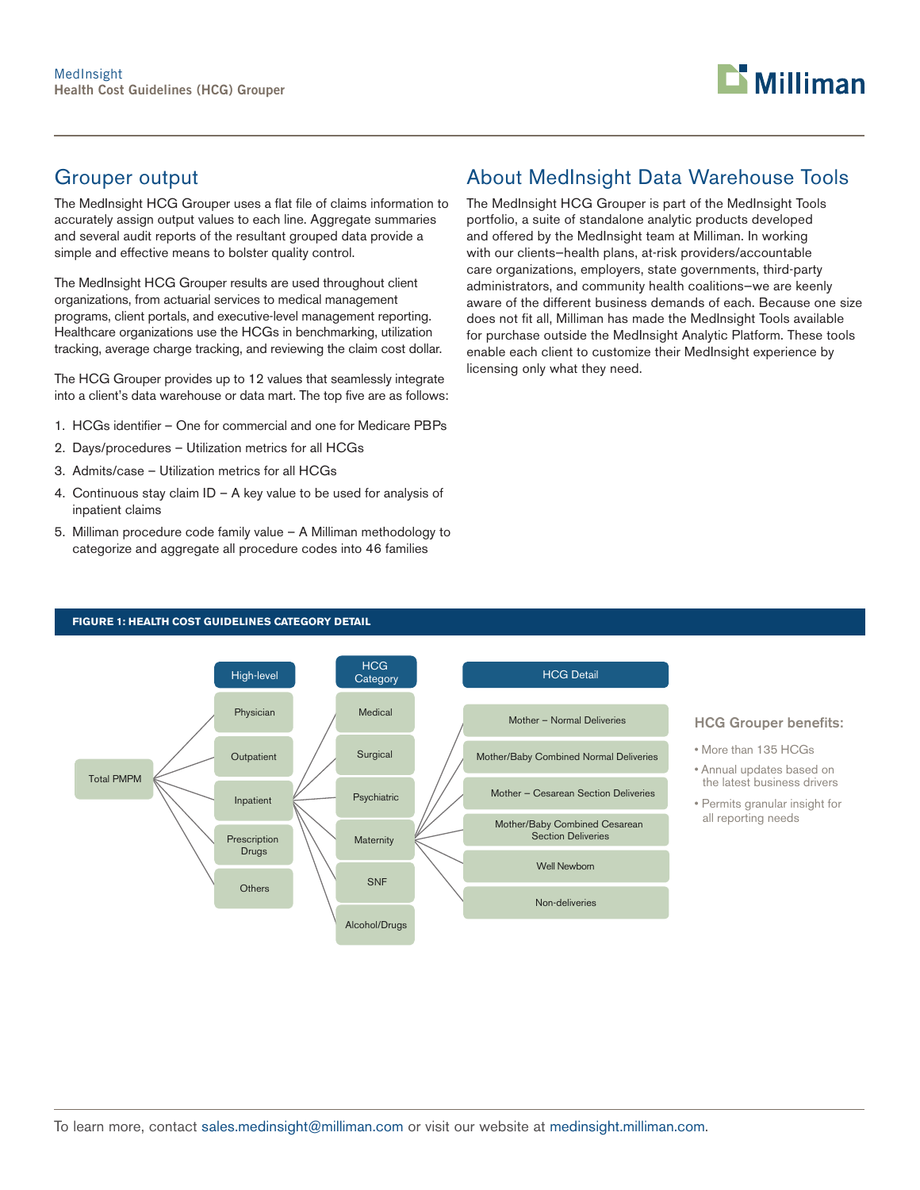## Grouper output

The MedInsight HCG Grouper uses a flat file of claims information to accurately assign output values to each line. Aggregate summaries and several audit reports of the resultant grouped data provide a simple and effective means to bolster quality control.

The MedInsight HCG Grouper results are used throughout client organizations, from actuarial services to medical management programs, client portals, and executive-level management reporting. Healthcare organizations use the HCGs in benchmarking, utilization tracking, average charge tracking, and reviewing the claim cost dollar.

The HCG Grouper provides up to 12 values that seamlessly integrate into a client's data warehouse or data mart. The top five are as follows:

1. HCGs identifier – One for commercial and one for Medicare PBPs
2. Days/procedures – Utilization metrics for all HCGs
3. Admits/case – Utilization metrics for all HCGs
4. Continuous stay claim ID – A key value to be used for analysis of inpatient claims
5. Milliman procedure code family value – A Milliman methodology to categorize and aggregate all procedure codes into 46 families

## About MedInsight Data Warehouse Tools

The MedInsight HCG Grouper is part of the MedInsight Tools portfolio, a suite of standalone analytic products developed and offered by the MedInsight team at Milliman. In working with our clients—health plans, at-risk providers/accountable care organizations, employers, state governments, third-party administrators, and community health coalitions—we are keenly aware of the different business demands of each. Because one size does not fit all, Milliman has made the MedInsight Tools available for purchase outside the MedInsight Analytic Platform. These tools enable each client to customize their MedInsight experience by licensing only what they need.

**FIGURE 1: HEALTH COST GUIDELINES CATEGORY DETAIL**

Total PMPM

High-level
Physician
Outpatient
Inpatient
Prescription Drugs
Others

HCG Category
Medical
Surgical
Psychiatric
Maternity
SNF
Alcohol/Drugs

HCG Detail
Mother – Normal Deliveries
Mother/Baby Combined Normal Deliveries
Mother – Cesarean Section Deliveries
Mother/Baby Combined Cesarean Section Deliveries
Well Newborn
Non-deliveries

### HCG Grouper benefits:

- More than 135 HCGs
- Annual updates based on the latest business drivers
- Permits granular insight for all reporting needs

To learn more, contact sales.medinsight@milliman.com or visit our website at medinsight.milliman.com.